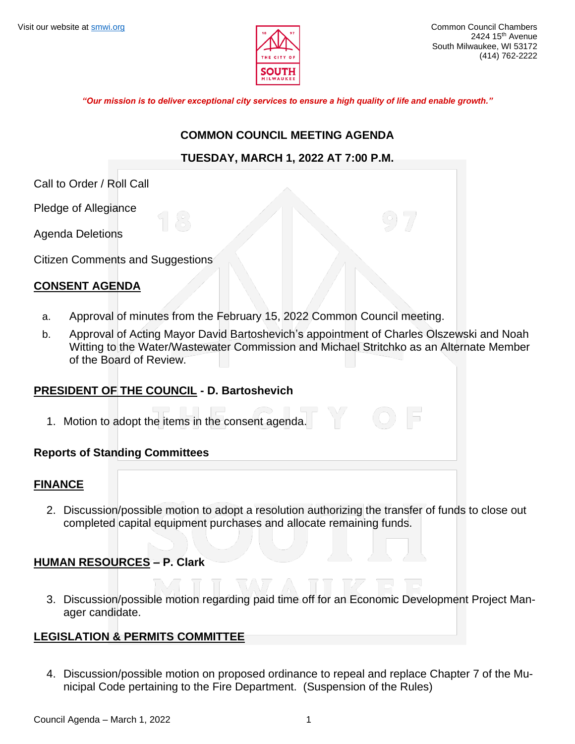Visit our website at [smwi.org](smwi.org)

Common Council Chambers
2424 15th Avenue
South Milwaukee, WI 53172
(414) 762-2222

*"Our mission is to deliver exceptional city services to ensure a high quality of life and enable growth."*

# COMMON COUNCIL MEETING AGENDA

## TUESDAY, MARCH 1, 2022 AT 7:00 P.M.

Call to Order / Roll Call

Pledge of Allegiance

Agenda Deletions

Citizen Comments and Suggestions

**CONSENT AGENDA**

a. Approval of minutes from the February 15, 2022 Common Council meeting.

b. Approval of Acting Mayor David Bartoshevich's appointment of Charles Olszewski and Noah Witting to the Water/Wastewater Commission and Michael Stritchko as an Alternate Member of the Board of Review.

**PRESIDENT OF THE COUNCIL - D. Bartoshevich**

1. Motion to adopt the items in the consent agenda.

**Reports of Standing Committees**

**FINANCE**

2. Discussion/possible motion to adopt a resolution authorizing the transfer of funds to close out completed capital equipment purchases and allocate remaining funds.

**HUMAN RESOURCES – P. Clark**

3. Discussion/possible motion regarding paid time off for an Economic Development Project Manager candidate.

**LEGISLATION & PERMITS COMMITTEE**

4. Discussion/possible motion on proposed ordinance to repeal and replace Chapter 7 of the Municipal Code pertaining to the Fire Department. (Suspension of the Rules)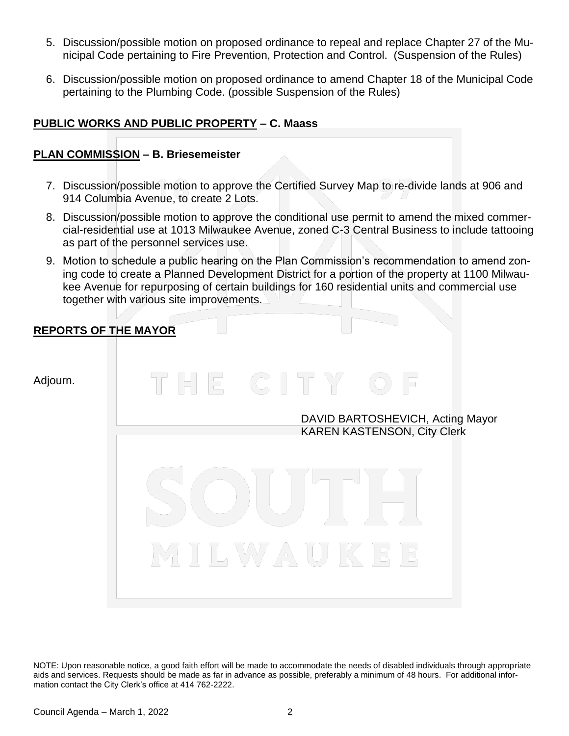5. Discussion/possible motion on proposed ordinance to repeal and replace Chapter 27 of the Municipal Code pertaining to Fire Prevention, Protection and Control. (Suspension of the Rules)

6. Discussion/possible motion on proposed ordinance to amend Chapter 18 of the Municipal Code pertaining to the Plumbing Code. (possible Suspension of the Rules)

**PUBLIC WORKS AND PUBLIC PROPERTY – C. Maass**

**PLAN COMMISSION – B. Briesemeister**

7. Discussion/possible motion to approve the Certified Survey Map to re-divide lands at 906 and 914 Columbia Avenue, to create 2 Lots.

8. Discussion/possible motion to approve the conditional use permit to amend the mixed commercial-residential use at 1013 Milwaukee Avenue, zoned C-3 Central Business to include tattooing as part of the personnel services use.

9. Motion to schedule a public hearing on the Plan Commission's recommendation to amend zoning code to create a Planned Development District for a portion of the property at 1100 Milwaukee Avenue for repurposing of certain buildings for 160 residential units and commercial use together with various site improvements.

**REPORTS OF THE MAYOR**

Adjourn.

DAVID BARTOSHEVICH, Acting Mayor
KAREN KASTENSON, City Clerk

NOTE: Upon reasonable notice, a good faith effort will be made to accommodate the needs of disabled individuals through appropriate aids and services. Requests should be made as far in advance as possible, preferably a minimum of 48 hours. For additional information contact the City Clerk's office at 414 762-2222.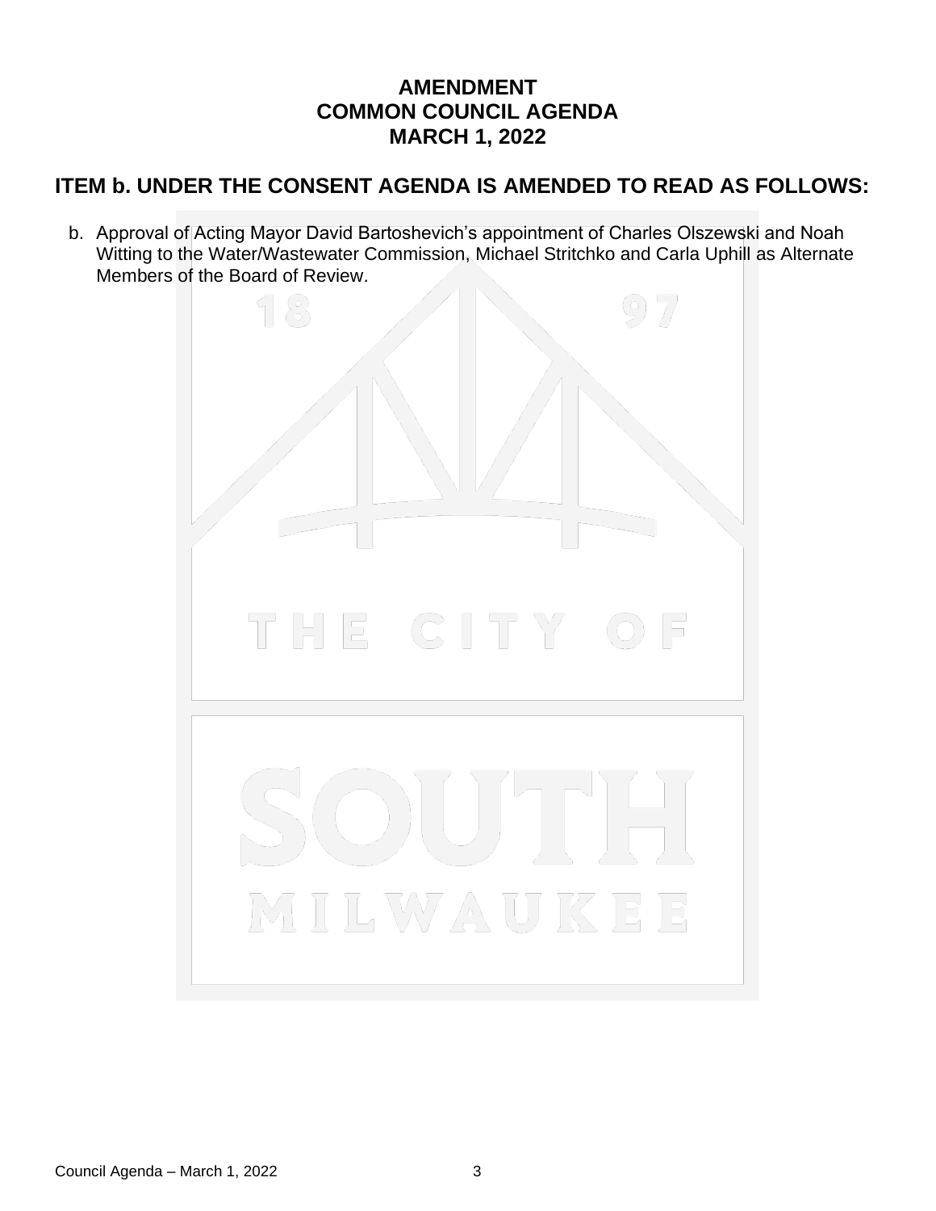# AMENDMENT
# COMMON COUNCIL AGENDA
# MARCH 1, 2022

## ITEM b. UNDER THE CONSENT AGENDA IS AMENDED TO READ AS FOLLOWS:

b. Approval of Acting Mayor David Bartoshevich's appointment of Charles Olszewski and Noah Witting to the Water/Wastewater Commission, Michael Stritchko and Carla Uphill as Alternate Members of the Board of Review.